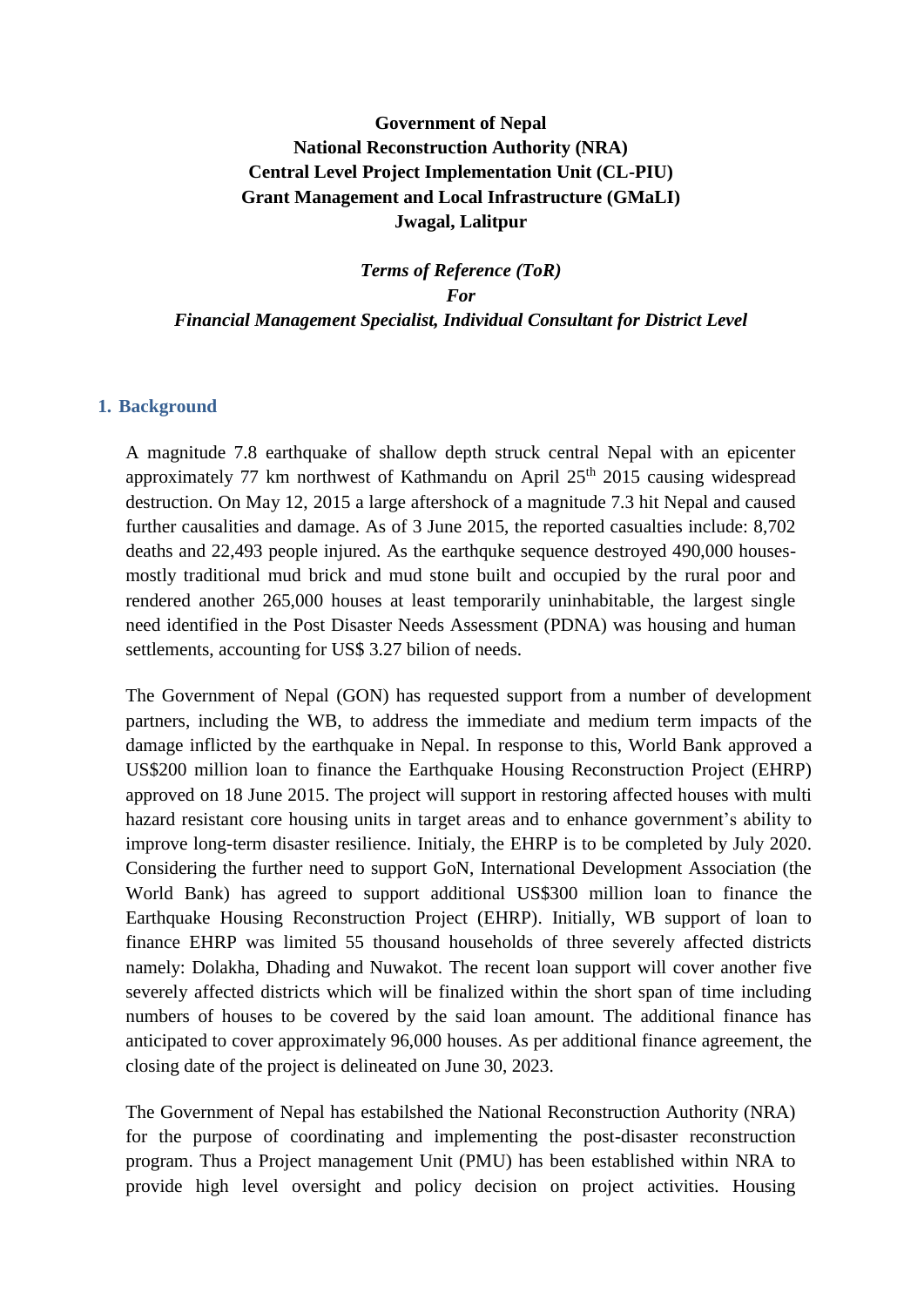**Government of Nepal**
**National Reconstruction Authority (NRA)**
**Central Level Project Implementation Unit (CL-PIU)**
**Grant Management and Local Infrastructure (GMaLI)**
**Jwagal, Lalitpur**

***Terms of Reference (ToR)***
***For***
***Financial Management Specialist, Individual Consultant for District Level***

## 1. Background

A magnitude 7.8 earthquake of shallow depth struck central Nepal with an epicenter approximately 77 km northwest of Kathmandu on April 25th 2015 causing widespread destruction. On May 12, 2015 a large aftershock of a magnitude 7.3 hit Nepal and caused further causalities and damage. As of 3 June 2015, the reported casualties include: 8,702 deaths and 22,493 people injured. As the earthquke sequence destroyed 490,000 houses-mostly traditional mud brick and mud stone built and occupied by the rural poor and rendered another 265,000 houses at least temporarily uninhabitable, the largest single need identified in the Post Disaster Needs Assessment (PDNA) was housing and human settlements, accounting for US$ 3.27 bilion of needs.

The Government of Nepal (GON) has requested support from a number of development partners, including the WB, to address the immediate and medium term impacts of the damage inflicted by the earthquake in Nepal. In response to this, World Bank approved a US$200 million loan to finance the Earthquake Housing Reconstruction Project (EHRP) approved on 18 June 2015. The project will support in restoring affected houses with multi hazard resistant core housing units in target areas and to enhance government's ability to improve long-term disaster resilience. Initialy, the EHRP is to be completed by July 2020. Considering the further need to support GoN, International Development Association (the World Bank) has agreed to support additional US$300 million loan to finance the Earthquake Housing Reconstruction Project (EHRP). Initially, WB support of loan to finance EHRP was limited 55 thousand households of three severely affected districts namely: Dolakha, Dhading and Nuwakot. The recent loan support will cover another five severely affected districts which will be finalized within the short span of time including numbers of houses to be covered by the said loan amount. The additional finance has anticipated to cover approximately 96,000 houses. As per additional finance agreement, the closing date of the project is delineated on June 30, 2023.

The Government of Nepal has estabilshed the National Reconstruction Authority (NRA) for the purpose of coordinating and implementing the post-disaster reconstruction program. Thus a Project management Unit (PMU) has been established within NRA to provide high level oversight and policy decision on project activities. Housing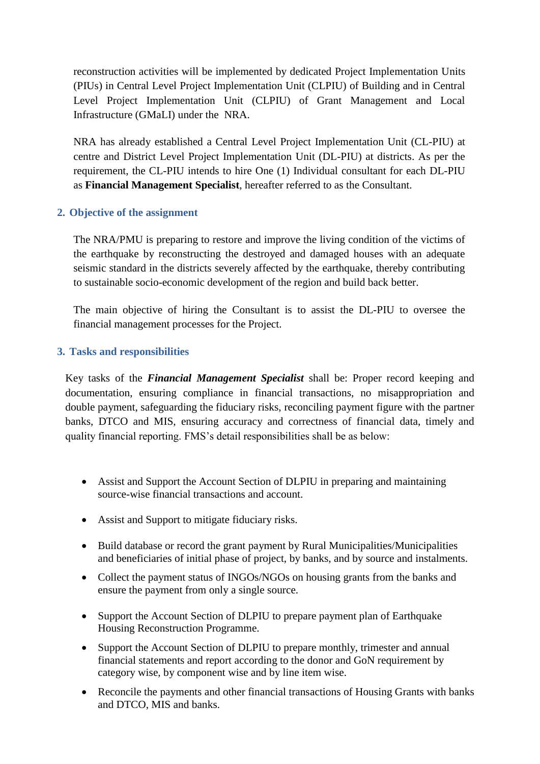reconstruction activities will be implemented by dedicated Project Implementation Units (PIUs) in Central Level Project Implementation Unit (CLPIU) of Building and in Central Level Project Implementation Unit (CLPIU) of Grant Management and Local Infrastructure (GMaLI) under the NRA.

NRA has already established a Central Level Project Implementation Unit (CL-PIU) at centre and District Level Project Implementation Unit (DL-PIU) at districts. As per the requirement, the CL-PIU intends to hire One (1) Individual consultant for each DL-PIU as **Financial Management Specialist**, hereafter referred to as the Consultant.

## 2. Objective of the assignment

The NRA/PMU is preparing to restore and improve the living condition of the victims of the earthquake by reconstructing the destroyed and damaged houses with an adequate seismic standard in the districts severely affected by the earthquake, thereby contributing to sustainable socio-economic development of the region and build back better.

The main objective of hiring the Consultant is to assist the DL-PIU to oversee the financial management processes for the Project.

## 3. Tasks and responsibilities

Key tasks of the ***Financial Management Specialist*** shall be: Proper record keeping and documentation, ensuring compliance in financial transactions, no misappropriation and double payment, safeguarding the fiduciary risks, reconciling payment figure with the partner banks, DTCO and MIS, ensuring accuracy and correctness of financial data, timely and quality financial reporting. FMS's detail responsibilities shall be as below:

- Assist and Support the Account Section of DLPIU in preparing and maintaining source-wise financial transactions and account.
- Assist and Support to mitigate fiduciary risks.
- Build database or record the grant payment by Rural Municipalities/Municipalities and beneficiaries of initial phase of project, by banks, and by source and instalments.
- Collect the payment status of INGOs/NGOs on housing grants from the banks and ensure the payment from only a single source.
- Support the Account Section of DLPIU to prepare payment plan of Earthquake Housing Reconstruction Programme.
- Support the Account Section of DLPIU to prepare monthly, trimester and annual financial statements and report according to the donor and GoN requirement by category wise, by component wise and by line item wise.
- Reconcile the payments and other financial transactions of Housing Grants with banks and DTCO, MIS and banks.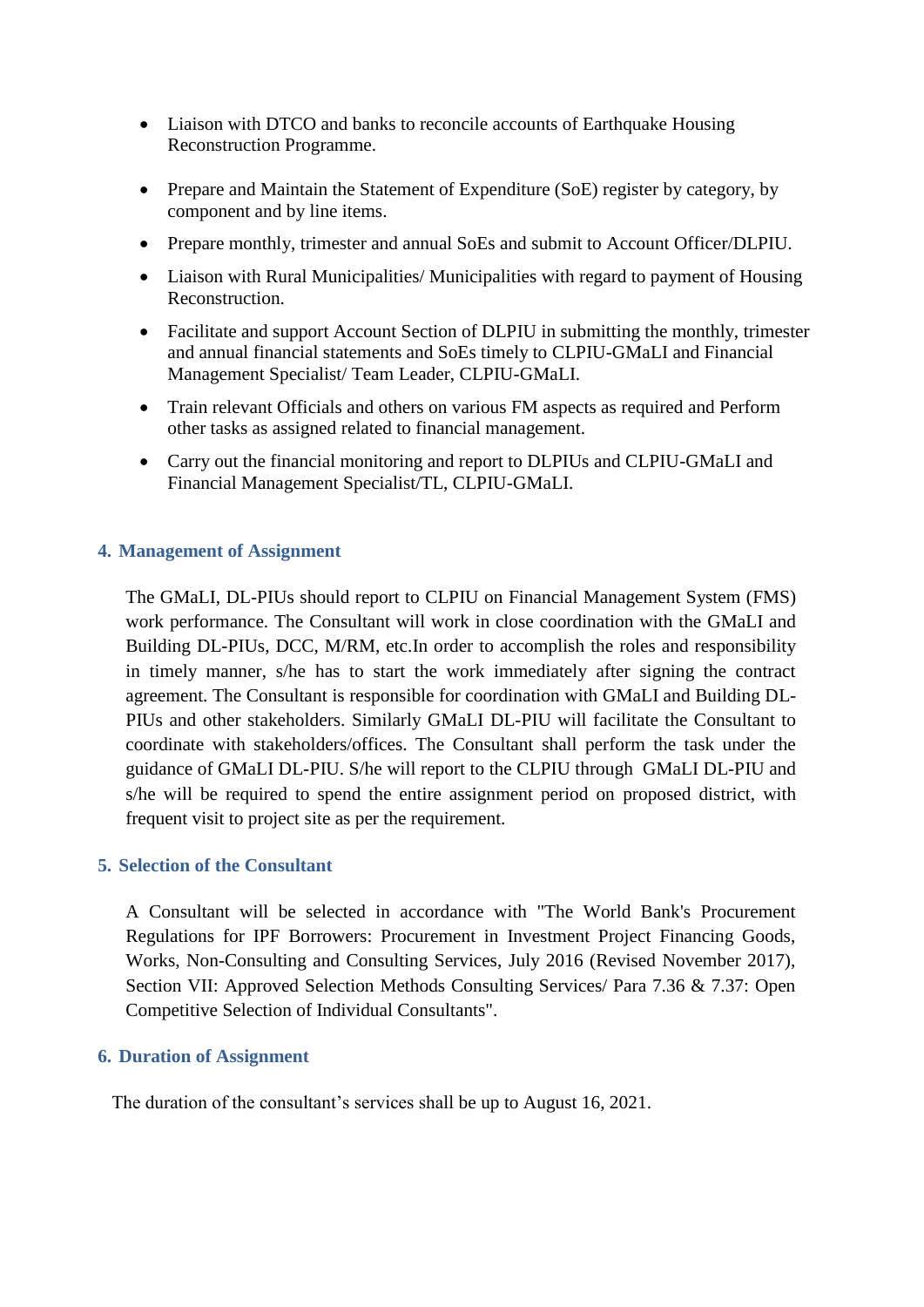- Liaison with DTCO and banks to reconcile accounts of Earthquake Housing Reconstruction Programme.
- Prepare and Maintain the Statement of Expenditure (SoE) register by category, by component and by line items.
- Prepare monthly, trimester and annual SoEs and submit to Account Officer/DLPIU.
- Liaison with Rural Municipalities/ Municipalities with regard to payment of Housing Reconstruction.
- Facilitate and support Account Section of DLPIU in submitting the monthly, trimester and annual financial statements and SoEs timely to CLPIU-GMaLI and Financial Management Specialist/ Team Leader, CLPIU-GMaLI.
- Train relevant Officials and others on various FM aspects as required and Perform other tasks as assigned related to financial management.
- Carry out the financial monitoring and report to DLPIUs and CLPIU-GMaLI and Financial Management Specialist/TL, CLPIU-GMaLI.

## 4. Management of Assignment

The GMaLI, DL-PIUs should report to CLPIU on Financial Management System (FMS) work performance. The Consultant will work in close coordination with the GMaLI and Building DL-PIUs, DCC, M/RM, etc.In order to accomplish the roles and responsibility in timely manner, s/he has to start the work immediately after signing the contract agreement. The Consultant is responsible for coordination with GMaLI and Building DL-PIUs and other stakeholders. Similarly GMaLI DL-PIU will facilitate the Consultant to coordinate with stakeholders/offices. The Consultant shall perform the task under the guidance of GMaLI DL-PIU. S/he will report to the CLPIU through GMaLI DL-PIU and s/he will be required to spend the entire assignment period on proposed district, with frequent visit to project site as per the requirement.

## 5. Selection of the Consultant

A Consultant will be selected in accordance with "The World Bank's Procurement Regulations for IPF Borrowers: Procurement in Investment Project Financing Goods, Works, Non-Consulting and Consulting Services, July 2016 (Revised November 2017), Section VII: Approved Selection Methods Consulting Services/ Para 7.36 & 7.37: Open Competitive Selection of Individual Consultants".

## 6. Duration of Assignment

The duration of the consultant's services shall be up to August 16, 2021.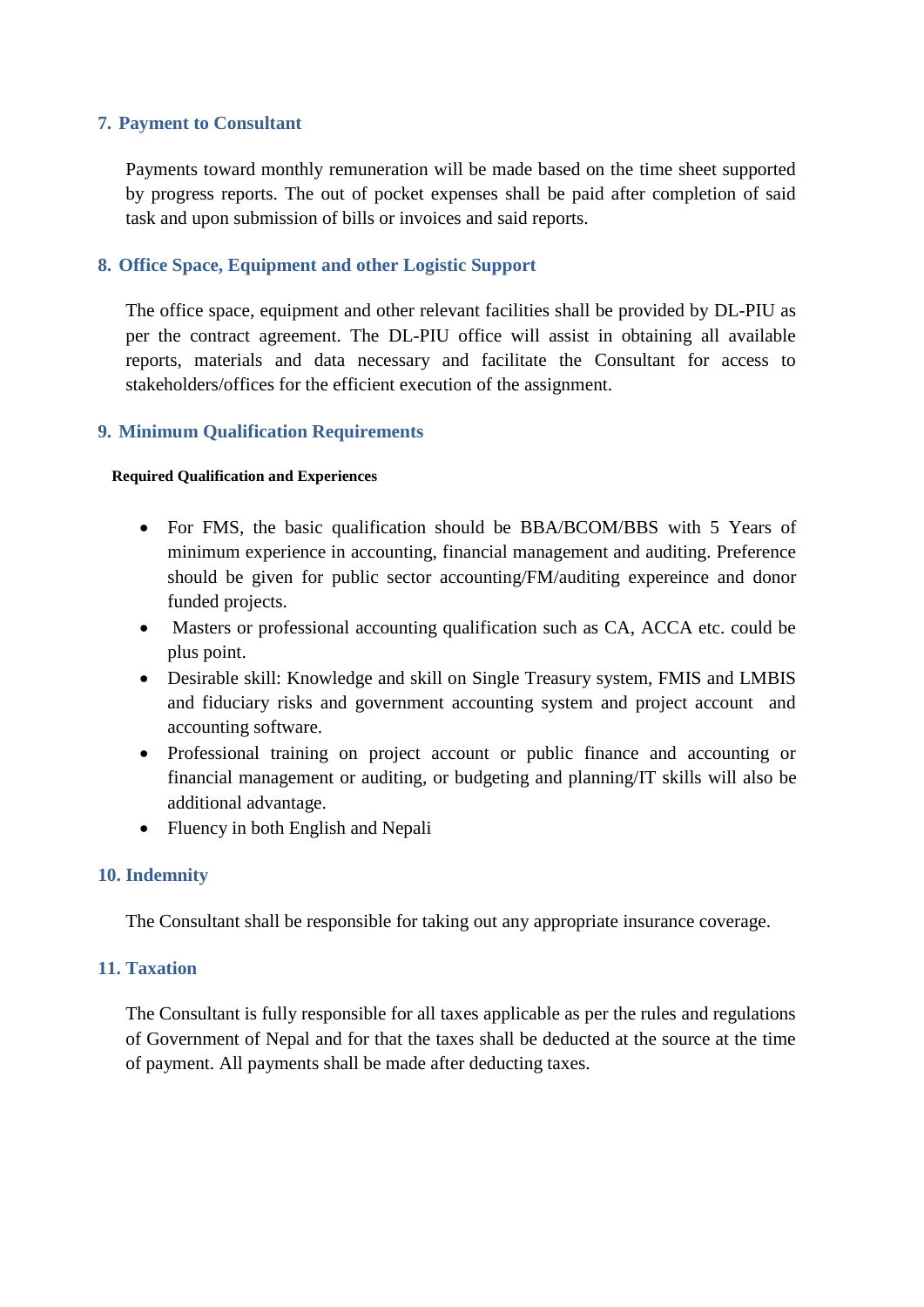## 7. Payment to Consultant

Payments toward monthly remuneration will be made based on the time sheet supported by progress reports. The out of pocket expenses shall be paid after completion of said task and upon submission of bills or invoices and said reports.

## 8. Office Space, Equipment and other Logistic Support

The office space, equipment and other relevant facilities shall be provided by DL-PIU as per the contract agreement. The DL-PIU office will assist in obtaining all available reports, materials and data necessary and facilitate the Consultant for access to stakeholders/offices for the efficient execution of the assignment.

## 9. Minimum Qualification Requirements

**Required Qualification and Experiences**

- For FMS, the basic qualification should be BBA/BCOM/BBS with 5 Years of minimum experience in accounting, financial management and auditing. Preference should be given for public sector accounting/FM/auditing expereince and donor funded projects.
- Masters or professional accounting qualification such as CA, ACCA etc. could be plus point.
- Desirable skill: Knowledge and skill on Single Treasury system, FMIS and LMBIS and fiduciary risks and government accounting system and project account and accounting software.
- Professional training on project account or public finance and accounting or financial management or auditing, or budgeting and planning/IT skills will also be additional advantage.
- Fluency in both English and Nepali

## 10. Indemnity

The Consultant shall be responsible for taking out any appropriate insurance coverage.

## 11. Taxation

The Consultant is fully responsible for all taxes applicable as per the rules and regulations of Government of Nepal and for that the taxes shall be deducted at the source at the time of payment. All payments shall be made after deducting taxes.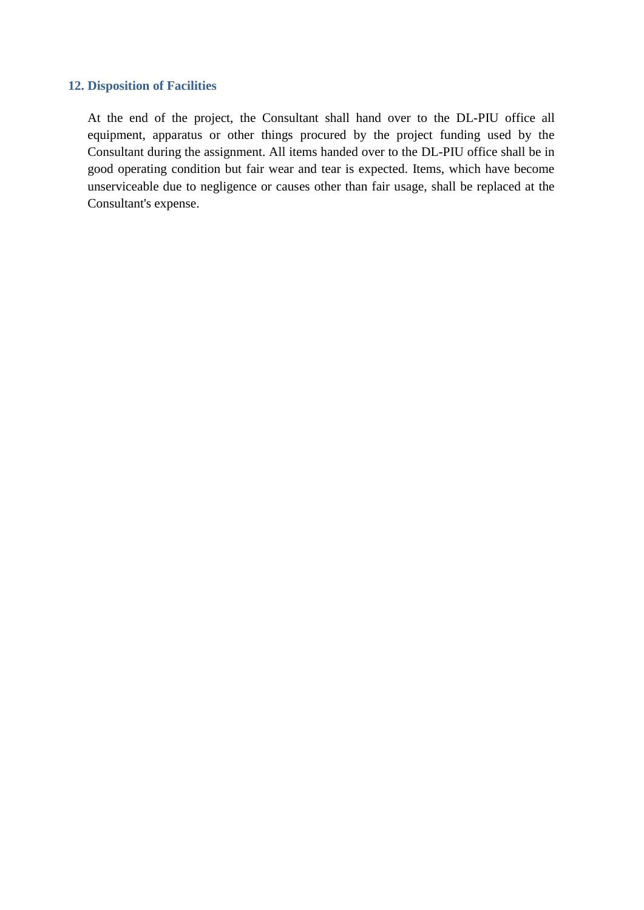## 12. Disposition of Facilities

At the end of the project, the Consultant shall hand over to the DL-PIU office all equipment, apparatus or other things procured by the project funding used by the Consultant during the assignment. All items handed over to the DL-PIU office shall be in good operating condition but fair wear and tear is expected. Items, which have become unserviceable due to negligence or causes other than fair usage, shall be replaced at the Consultant's expense.